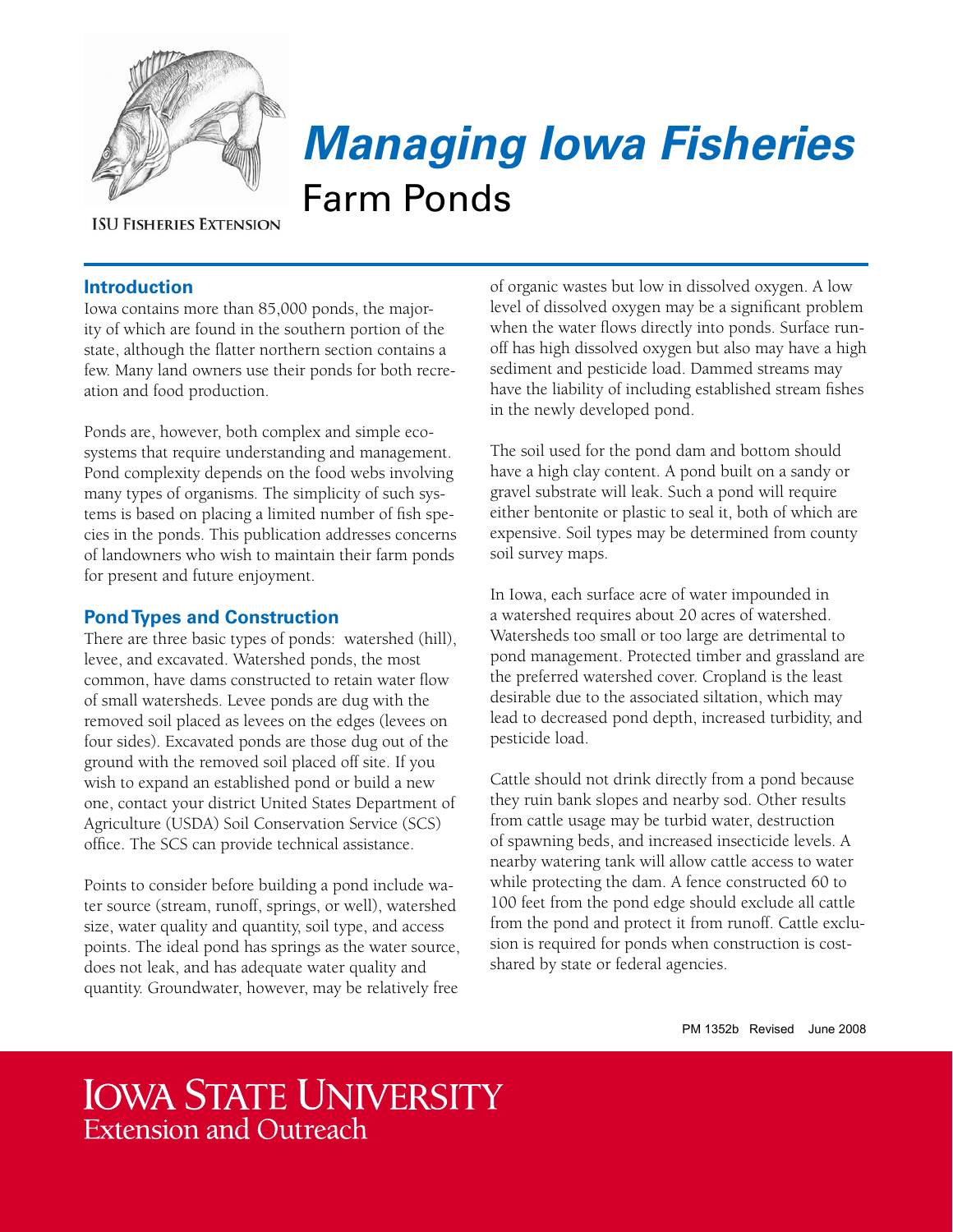# *Managing Iowa Fisheries*

## Farm Ponds

ISU Fisheries Extension

### Introduction

Iowa contains more than 85,000 ponds, the majority of which are found in the southern portion of the state, although the flatter northern section contains a few. Many land owners use their ponds for both recreation and food production.

Ponds are, however, both complex and simple ecosystems that require understanding and management. Pond complexity depends on the food webs involving many types of organisms. The simplicity of such systems is based on placing a limited number of fish species in the ponds. This publication addresses concerns of landowners who wish to maintain their farm ponds for present and future enjoyment.

### Pond Types and Construction

There are three basic types of ponds: watershed (hill), levee, and excavated. Watershed ponds, the most common, have dams constructed to retain water flow of small watersheds. Levee ponds are dug with the removed soil placed as levees on the edges (levees on four sides). Excavated ponds are those dug out of the ground with the removed soil placed off site. If you wish to expand an established pond or build a new one, contact your district United States Department of Agriculture (USDA) Soil Conservation Service (SCS) office. The SCS can provide technical assistance.

Points to consider before building a pond include water source (stream, runoff, springs, or well), watershed size, water quality and quantity, soil type, and access points. The ideal pond has springs as the water source, does not leak, and has adequate water quality and quantity. Groundwater, however, may be relatively free of organic wastes but low in dissolved oxygen. A low level of dissolved oxygen may be a significant problem when the water flows directly into ponds. Surface runoff has high dissolved oxygen but also may have a high sediment and pesticide load. Dammed streams may have the liability of including established stream fishes in the newly developed pond.

The soil used for the pond dam and bottom should have a high clay content. A pond built on a sandy or gravel substrate will leak. Such a pond will require either bentonite or plastic to seal it, both of which are expensive. Soil types may be determined from county soil survey maps.

In Iowa, each surface acre of water impounded in a watershed requires about 20 acres of watershed. Watersheds too small or too large are detrimental to pond management. Protected timber and grassland are the preferred watershed cover. Cropland is the least desirable due to the associated siltation, which may lead to decreased pond depth, increased turbidity, and pesticide load.

Cattle should not drink directly from a pond because they ruin bank slopes and nearby sod. Other results from cattle usage may be turbid water, destruction of spawning beds, and increased insecticide levels. A nearby watering tank will allow cattle access to water while protecting the dam. A fence constructed 60 to 100 feet from the pond edge should exclude all cattle from the pond and protect it from runoff. Cattle exclusion is required for ponds when construction is cost-shared by state or federal agencies.

PM 1352b Revised June 2008

Iowa State University Extension and Outreach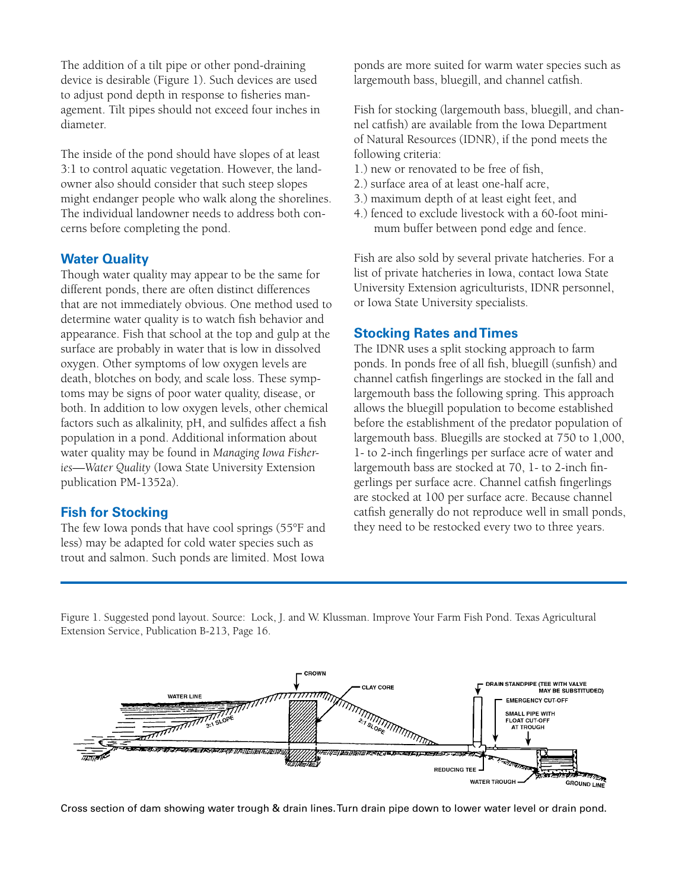The addition of a tilt pipe or other pond-draining device is desirable (Figure 1). Such devices are used to adjust pond depth in response to fisheries management. Tilt pipes should not exceed four inches in diameter.

The inside of the pond should have slopes of at least 3:1 to control aquatic vegetation. However, the landowner also should consider that such steep slopes might endanger people who walk along the shorelines. The individual landowner needs to address both concerns before completing the pond.

## Water Quality

Though water quality may appear to be the same for different ponds, there are often distinct differences that are not immediately obvious. One method used to determine water quality is to watch fish behavior and appearance. Fish that school at the top and gulp at the surface are probably in water that is low in dissolved oxygen. Other symptoms of low oxygen levels are death, blotches on body, and scale loss. These symptoms may be signs of poor water quality, disease, or both. In addition to low oxygen levels, other chemical factors such as alkalinity, pH, and sulfides affect a fish population in a pond. Additional information about water quality may be found in *Managing Iowa Fisheries—Water Quality* (Iowa State University Extension publication PM-1352a).

## Fish for Stocking

The few Iowa ponds that have cool springs (55°F and less) may be adapted for cold water species such as trout and salmon. Such ponds are limited. Most Iowa ponds are more suited for warm water species such as largemouth bass, bluegill, and channel catfish.

Fish for stocking (largemouth bass, bluegill, and channel catfish) are available from the Iowa Department of Natural Resources (IDNR), if the pond meets the following criteria:

1.) new or renovated to be free of fish,
2.) surface area of at least one-half acre,
3.) maximum depth of at least eight feet, and
4.) fenced to exclude livestock with a 60-foot minimum buffer between pond edge and fence.

Fish are also sold by several private hatcheries. For a list of private hatcheries in Iowa, contact Iowa State University Extension agriculturists, IDNR personnel, or Iowa State University specialists.

## Stocking Rates and Times

The IDNR uses a split stocking approach to farm ponds. In ponds free of all fish, bluegill (sunfish) and channel catfish fingerlings are stocked in the fall and largemouth bass the following spring. This approach allows the bluegill population to become established before the establishment of the predator population of largemouth bass. Bluegills are stocked at 750 to 1,000, 1- to 2-inch fingerlings per surface acre of water and largemouth bass are stocked at 70, 1- to 2-inch fingerlings per surface acre. Channel catfish fingerlings are stocked at 100 per surface acre. Because channel catfish generally do not reproduce well in small ponds, they need to be restocked every two to three years.

Figure 1. Suggested pond layout. Source: Lock, J. and W. Klussman. Improve Your Farm Fish Pond. Texas Agricultural Extension Service, Publication B-213, Page 16.

Cross section of dam showing water trough & drain lines. Turn drain pipe down to lower water level or drain pond.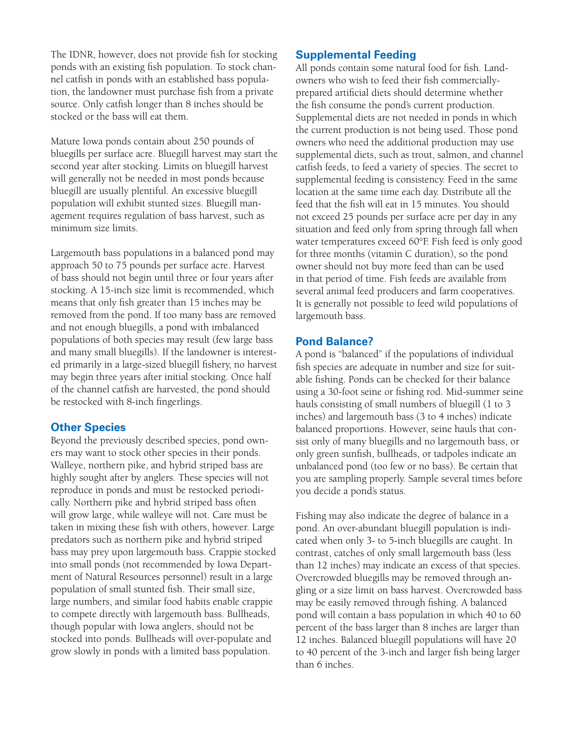The IDNR, however, does not provide fish for stocking ponds with an existing fish population. To stock channel catfish in ponds with an established bass population, the landowner must purchase fish from a private source. Only catfish longer than 8 inches should be stocked or the bass will eat them.

Mature Iowa ponds contain about 250 pounds of bluegills per surface acre. Bluegill harvest may start the second year after stocking. Limits on bluegill harvest will generally not be needed in most ponds because bluegill are usually plentiful. An excessive bluegill population will exhibit stunted sizes. Bluegill management requires regulation of bass harvest, such as minimum size limits.

Largemouth bass populations in a balanced pond may approach 50 to 75 pounds per surface acre. Harvest of bass should not begin until three or four years after stocking. A 15-inch size limit is recommended, which means that only fish greater than 15 inches may be removed from the pond. If too many bass are removed and not enough bluegills, a pond with imbalanced populations of both species may result (few large bass and many small bluegills). If the landowner is interested primarily in a large-sized bluegill fishery, no harvest may begin three years after initial stocking. Once half of the channel catfish are harvested, the pond should be restocked with 8-inch fingerlings.

## Other Species

Beyond the previously described species, pond owners may want to stock other species in their ponds. Walleye, northern pike, and hybrid striped bass are highly sought after by anglers. These species will not reproduce in ponds and must be restocked periodically. Northern pike and hybrid striped bass often will grow large, while walleye will not. Care must be taken in mixing these fish with others, however. Large predators such as northern pike and hybrid striped bass may prey upon largemouth bass. Crappie stocked into small ponds (not recommended by Iowa Department of Natural Resources personnel) result in a large population of small stunted fish. Their small size, large numbers, and similar food habits enable crappie to compete directly with largemouth bass. Bullheads, though popular with Iowa anglers, should not be stocked into ponds. Bullheads will over-populate and grow slowly in ponds with a limited bass population.

## Supplemental Feeding

All ponds contain some natural food for fish. Landowners who wish to feed their fish commercially-prepared artificial diets should determine whether the fish consume the pond's current production. Supplemental diets are not needed in ponds in which the current production is not being used. Those pond owners who need the additional production may use supplemental diets, such as trout, salmon, and channel catfish feeds, to feed a variety of species. The secret to supplemental feeding is consistency. Feed in the same location at the same time each day. Distribute all the feed that the fish will eat in 15 minutes. You should not exceed 25 pounds per surface acre per day in any situation and feed only from spring through fall when water temperatures exceed 60°F. Fish feed is only good for three months (vitamin C duration), so the pond owner should not buy more feed than can be used in that period of time. Fish feeds are available from several animal feed producers and farm cooperatives. It is generally not possible to feed wild populations of largemouth bass.

## Pond Balance?

A pond is "balanced" if the populations of individual fish species are adequate in number and size for suitable fishing. Ponds can be checked for their balance using a 30-foot seine or fishing rod. Mid-summer seine hauls consisting of small numbers of bluegill (1 to 3 inches) and largemouth bass (3 to 4 inches) indicate balanced proportions. However, seine hauls that consist only of many bluegills and no largemouth bass, or only green sunfish, bullheads, or tadpoles indicate an unbalanced pond (too few or no bass). Be certain that you are sampling properly. Sample several times before you decide a pond's status.

Fishing may also indicate the degree of balance in a pond. An over-abundant bluegill population is indicated when only 3- to 5-inch bluegills are caught. In contrast, catches of only small largemouth bass (less than 12 inches) may indicate an excess of that species. Overcrowded bluegills may be removed through angling or a size limit on bass harvest. Overcrowded bass may be easily removed through fishing. A balanced pond will contain a bass population in which 40 to 60 percent of the bass larger than 8 inches are larger than 12 inches. Balanced bluegill populations will have 20 to 40 percent of the 3-inch and larger fish being larger than 6 inches.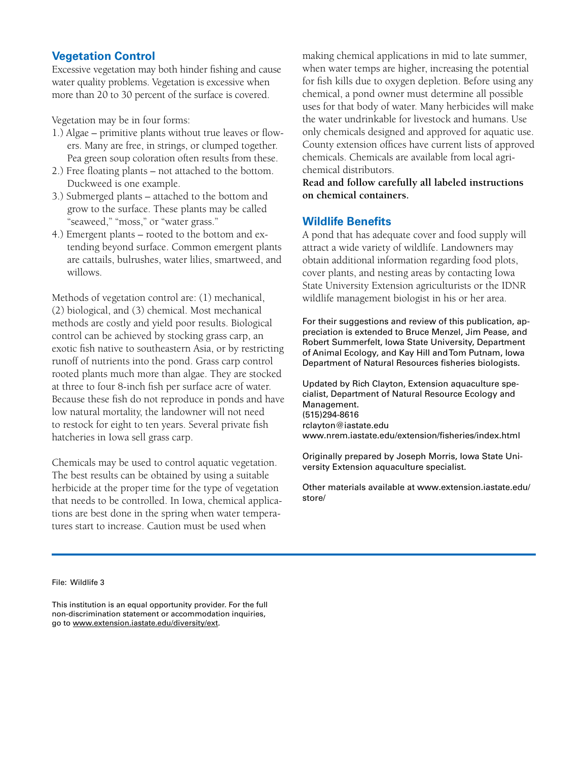## Vegetation Control

Excessive vegetation may both hinder fishing and cause water quality problems. Vegetation is excessive when more than 20 to 30 percent of the surface is covered.

Vegetation may be in four forms:

1.) Algae – primitive plants without true leaves or flowers. Many are free, in strings, or clumped together. Pea green soup coloration often results from these.
2.) Free floating plants – not attached to the bottom. Duckweed is one example.
3.) Submerged plants – attached to the bottom and grow to the surface. These plants may be called "seaweed," "moss," or "water grass."
4.) Emergent plants – rooted to the bottom and extending beyond surface. Common emergent plants are cattails, bulrushes, water lilies, smartweed, and willows.

Methods of vegetation control are: (1) mechanical, (2) biological, and (3) chemical. Most mechanical methods are costly and yield poor results. Biological control can be achieved by stocking grass carp, an exotic fish native to southeastern Asia, or by restricting runoff of nutrients into the pond. Grass carp control rooted plants much more than algae. They are stocked at three to four 8-inch fish per surface acre of water. Because these fish do not reproduce in ponds and have low natural mortality, the landowner will not need to restock for eight to ten years. Several private fish hatcheries in Iowa sell grass carp.

Chemicals may be used to control aquatic vegetation. The best results can be obtained by using a suitable herbicide at the proper time for the type of vegetation that needs to be controlled. In Iowa, chemical applications are best done in the spring when water temperatures start to increase. Caution must be used when making chemical applications in mid to late summer, when water temps are higher, increasing the potential for fish kills due to oxygen depletion. Before using any chemical, a pond owner must determine all possible uses for that body of water. Many herbicides will make the water undrinkable for livestock and humans. Use only chemicals designed and approved for aquatic use. County extension offices have current lists of approved chemicals. Chemicals are available from local agri-chemical distributors.

**Read and follow carefully all labeled instructions on chemical containers.**

## Wildlife Benefits

A pond that has adequate cover and food supply will attract a wide variety of wildlife. Landowners may obtain additional information regarding food plots, cover plants, and nesting areas by contacting Iowa State University Extension agriculturists or the IDNR wildlife management biologist in his or her area.

For their suggestions and review of this publication, appreciation is extended to Bruce Menzel, Jim Pease, and Robert Summerfelt, Iowa State University, Department of Animal Ecology, and Kay Hill and Tom Putnam, Iowa Department of Natural Resources fisheries biologists.

Updated by Rich Clayton, Extension aquaculture specialist, Department of Natural Resource Ecology and Management.
(515)294-8616
rclayton@iastate.edu
www.nrem.iastate.edu/extension/fisheries/index.html

Originally prepared by Joseph Morris, Iowa State University Extension aquaculture specialist.

Other materials available at www.extension.iastate.edu/store/

File: Wildlife 3

This institution is an equal opportunity provider. For the full non-discrimination statement or accommodation inquiries, go to www.extension.iastate.edu/diversity/ext.